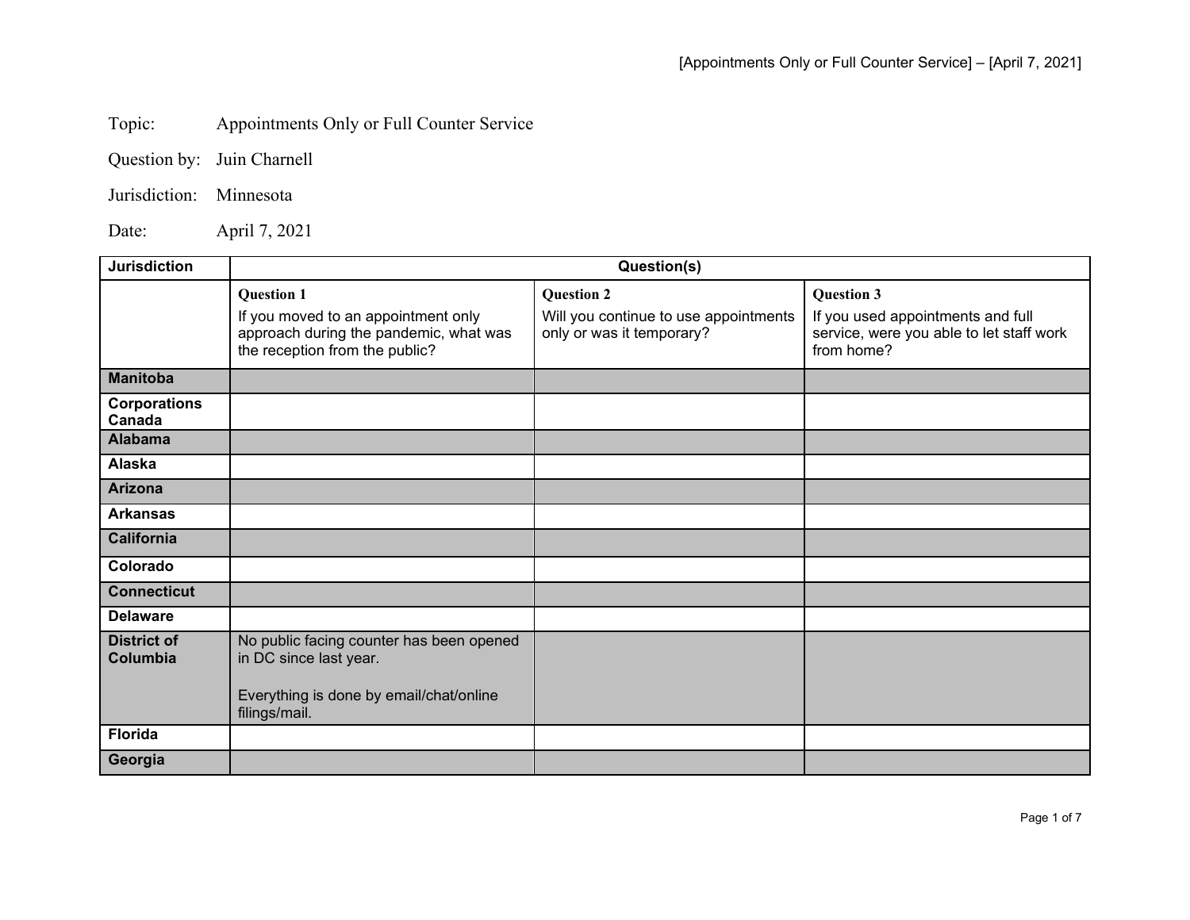Topic: Appointments Only or Full Counter Service

Question by: Juin Charnell

Jurisdiction: Minnesota

Date: April 7, 2021

| Jurisdiction | Question(s) | | |
|---|---|---|---|
| | **Question 1**<br>If you moved to an appointment only approach during the pandemic, what was the reception from the public? | **Question 2**<br>Will you continue to use appointments only or was it temporary? | **Question 3**<br>If you used appointments and full service, were you able to let staff work from home? |
| **Manitoba** | | | |
| **Corporations Canada** | | | |
| **Alabama** | | | |
| **Alaska** | | | |
| **Arizona** | | | |
| **Arkansas** | | | |
| **California** | | | |
| **Colorado** | | | |
| **Connecticut** | | | |
| **Delaware** | | | |
| **District of Columbia** | No public facing counter has been opened in DC since last year.<br><br>Everything is done by email/chat/online filings/mail. | | |
| **Florida** | | | |
| **Georgia** | | | |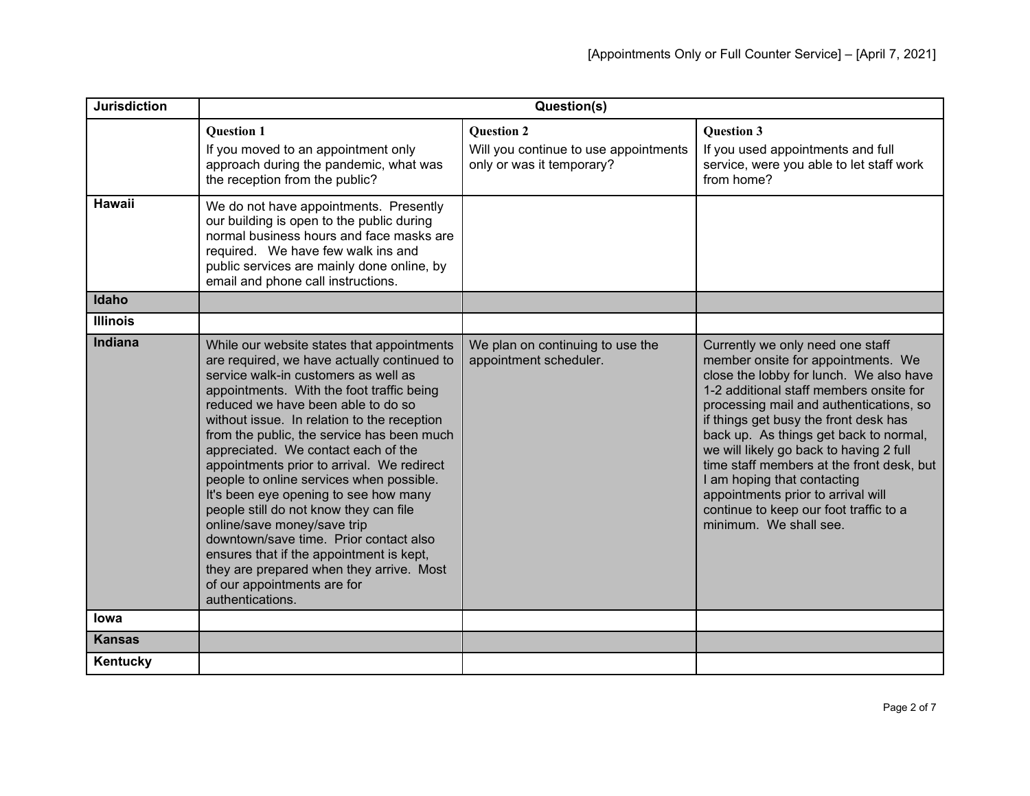| Jurisdiction | Question(s) | | |
|---|---|---|---|
| | **Question 1** If you moved to an appointment only approach during the pandemic, what was the reception from the public? | **Question 2** Will you continue to use appointments only or was it temporary? | **Question 3** If you used appointments and full service, were you able to let staff work from home? |
| **Hawaii** | We do not have appointments. Presently our building is open to the public during normal business hours and face masks are required. We have few walk ins and public services are mainly done online, by email and phone call instructions. | | |
| **Idaho** | | | |
| **Illinois** | | | |
| **Indiana** | While our website states that appointments are required, we have actually continued to service walk-in customers as well as appointments. With the foot traffic being reduced we have been able to do so without issue. In relation to the reception from the public, the service has been much appreciated. We contact each of the appointments prior to arrival. We redirect people to online services when possible. It's been eye opening to see how many people still do not know they can file online/save money/save trip downtown/save time. Prior contact also ensures that if the appointment is kept, they are prepared when they arrive. Most of our appointments are for authentications. | We plan on continuing to use the appointment scheduler. | Currently we only need one staff member onsite for appointments. We close the lobby for lunch. We also have 1-2 additional staff members onsite for processing mail and authentications, so if things get busy the front desk has back up. As things get back to normal, we will likely go back to having 2 full time staff members at the front desk, but I am hoping that contacting appointments prior to arrival will continue to keep our foot traffic to a minimum. We shall see. |
| **Iowa** | | | |
| **Kansas** | | | |
| **Kentucky** | | | |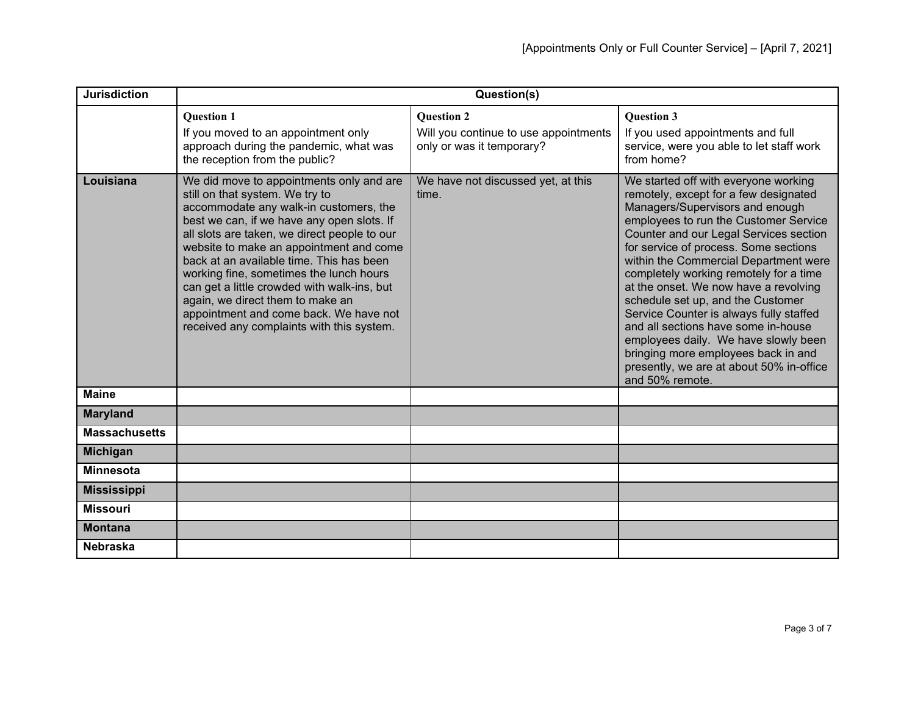| Jurisdiction | Question(s) | | |
|---|---|---|---|
| | **Question 1** If you moved to an appointment only approach during the pandemic, what was the reception from the public? | **Question 2** Will you continue to use appointments only or was it temporary? | **Question 3** If you used appointments and full service, were you able to let staff work from home? |
| **Louisiana** | We did move to appointments only and are still on that system. We try to accommodate any walk-in customers, the best we can, if we have any open slots. If all slots are taken, we direct people to our website to make an appointment and come back at an available time. This has been working fine, sometimes the lunch hours can get a little crowded with walk-ins, but again, we direct them to make an appointment and come back. We have not received any complaints with this system. | We have not discussed yet, at this time. | We started off with everyone working remotely, except for a few designated Managers/Supervisors and enough employees to run the Customer Service Counter and our Legal Services section for service of process. Some sections within the Commercial Department were completely working remotely for a time at the onset. We now have a revolving schedule set up, and the Customer Service Counter is always fully staffed and all sections have some in-house employees daily. We have slowly been bringing more employees back in and presently, we are at about 50% in-office and 50% remote. |
| **Maine** | | | |
| **Maryland** | | | |
| **Massachusetts** | | | |
| **Michigan** | | | |
| **Minnesota** | | | |
| **Mississippi** | | | |
| **Missouri** | | | |
| **Montana** | | | |
| **Nebraska** | | | |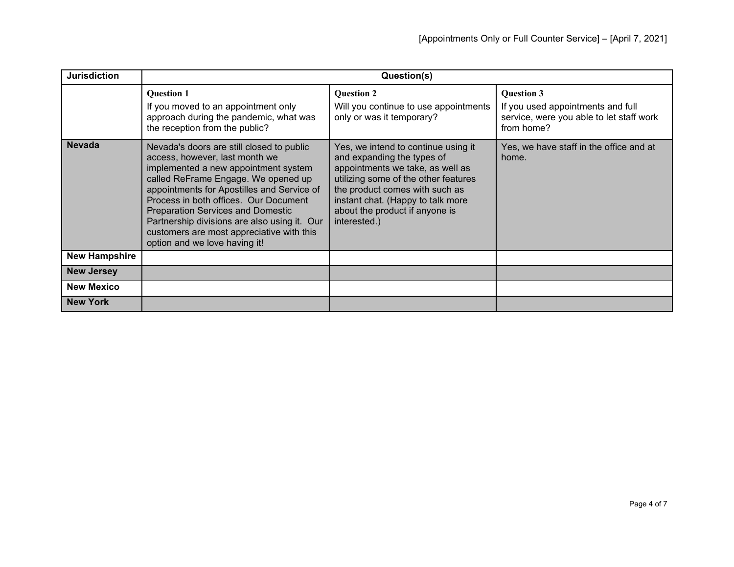| Jurisdiction | Question(s) | | |
|---|---|---|---|
| | **Question 1** If you moved to an appointment only approach during the pandemic, what was the reception from the public? | **Question 2** Will you continue to use appointments only or was it temporary? | **Question 3** If you used appointments and full service, were you able to let staff work from home? |
| **Nevada** | Nevada's doors are still closed to public access, however, last month we implemented a new appointment system called ReFrame Engage. We opened up appointments for Apostilles and Service of Process in both offices. Our Document Preparation Services and Domestic Partnership divisions are also using it. Our customers are most appreciative with this option and we love having it! | Yes, we intend to continue using it and expanding the types of appointments we take, as well as utilizing some of the other features the product comes with such as instant chat. (Happy to talk more about the product if anyone is interested.) | Yes, we have staff in the office and at home. |
| **New Hampshire** | | | |
| **New Jersey** | | | |
| **New Mexico** | | | |
| **New York** | | | |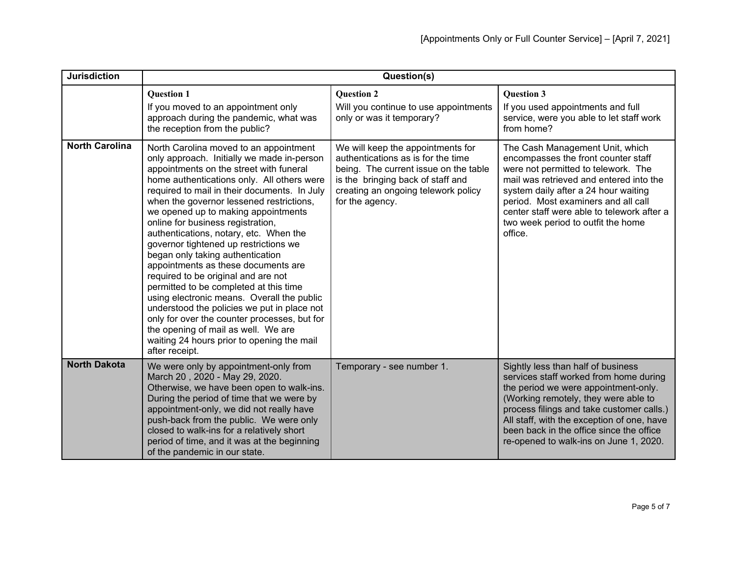| Jurisdiction | Question(s) | | |
|---|---|---|---|
| | **Question 1** If you moved to an appointment only approach during the pandemic, what was the reception from the public? | **Question 2** Will you continue to use appointments only or was it temporary? | **Question 3** If you used appointments and full service, were you able to let staff work from home? |
| **North Carolina** | North Carolina moved to an appointment only approach. Initially we made in-person appointments on the street with funeral home authentications only. All others were required to mail in their documents. In July when the governor lessened restrictions, we opened up to making appointments online for business registration, authentications, notary, etc. When the governor tightened up restrictions we began only taking authentication appointments as these documents are required to be original and are not permitted to be completed at this time using electronic means. Overall the public understood the policies we put in place not only for over the counter processes, but for the opening of mail as well. We are waiting 24 hours prior to opening the mail after receipt. | We will keep the appointments for authentications as is for the time being. The current issue on the table is the bringing back of staff and creating an ongoing telework policy for the agency. | The Cash Management Unit, which encompasses the front counter staff were not permitted to telework. The mail was retrieved and entered into the system daily after a 24 hour waiting period. Most examiners and all call center staff were able to telework after a two week period to outfit the home office. |
| **North Dakota** | We were only by appointment-only from March 20 , 2020 - May 29, 2020. Otherwise, we have been open to walk-ins. During the period of time that we were by appointment-only, we did not really have push-back from the public. We were only closed to walk-ins for a relatively short period of time, and it was at the beginning of the pandemic in our state. | Temporary - see number 1. | Sightly less than half of business services staff worked from home during the period we were appointment-only. (Working remotely, they were able to process filings and take customer calls.) All staff, with the exception of one, have been back in the office since the office re-opened to walk-ins on June 1, 2020. |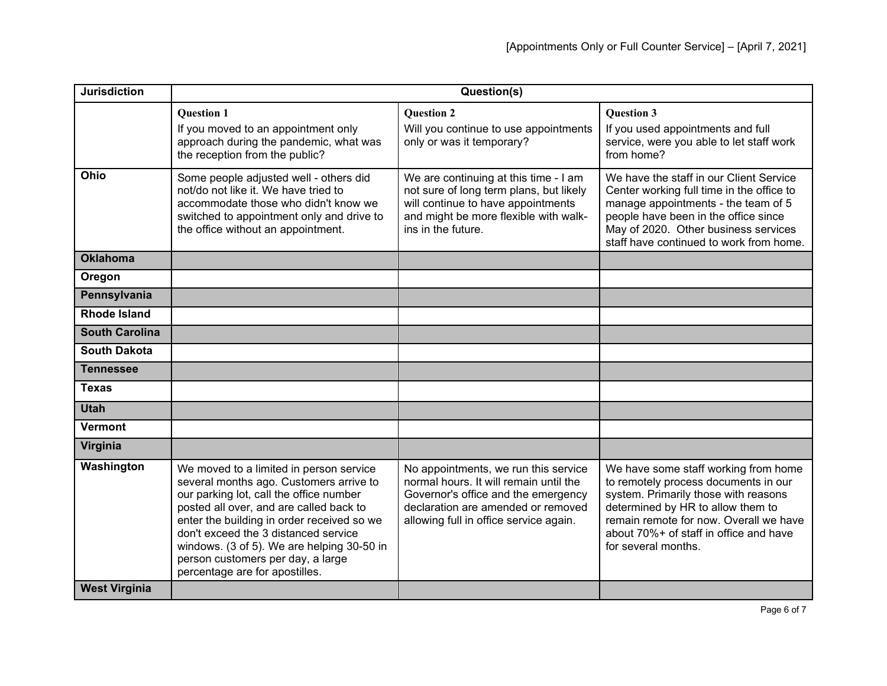| Jurisdiction | Question(s) | | |
|---|---|---|---|
| | **Question 1** If you moved to an appointment only approach during the pandemic, what was the reception from the public? | **Question 2** Will you continue to use appointments only or was it temporary? | **Question 3** If you used appointments and full service, were you able to let staff work from home? |
| **Ohio** | Some people adjusted well - others did not/do not like it. We have tried to accommodate those who didn't know we switched to appointment only and drive to the office without an appointment. | We are continuing at this time - I am not sure of long term plans, but likely will continue to have appointments and might be more flexible with walk-ins in the future. | We have the staff in our Client Service Center working full time in the office to manage appointments - the team of 5 people have been in the office since May of 2020. Other business services staff have continued to work from home. |
| **Oklahoma** | | | |
| **Oregon** | | | |
| **Pennsylvania** | | | |
| **Rhode Island** | | | |
| **South Carolina** | | | |
| **South Dakota** | | | |
| **Tennessee** | | | |
| **Texas** | | | |
| **Utah** | | | |
| **Vermont** | | | |
| **Virginia** | | | |
| **Washington** | We moved to a limited in person service several months ago. Customers arrive to our parking lot, call the office number posted all over, and are called back to enter the building in order received so we don't exceed the 3 distanced service windows. (3 of 5). We are helping 30-50 in person customers per day, a large percentage are for apostilles. | No appointments, we run this service normal hours. It will remain until the Governor's office and the emergency declaration are amended or removed allowing full in office service again. | We have some staff working from home to remotely process documents in our system. Primarily those with reasons determined by HR to allow them to remain remote for now. Overall we have about 70%+ of staff in office and have for several months. |
| **West Virginia** | | | |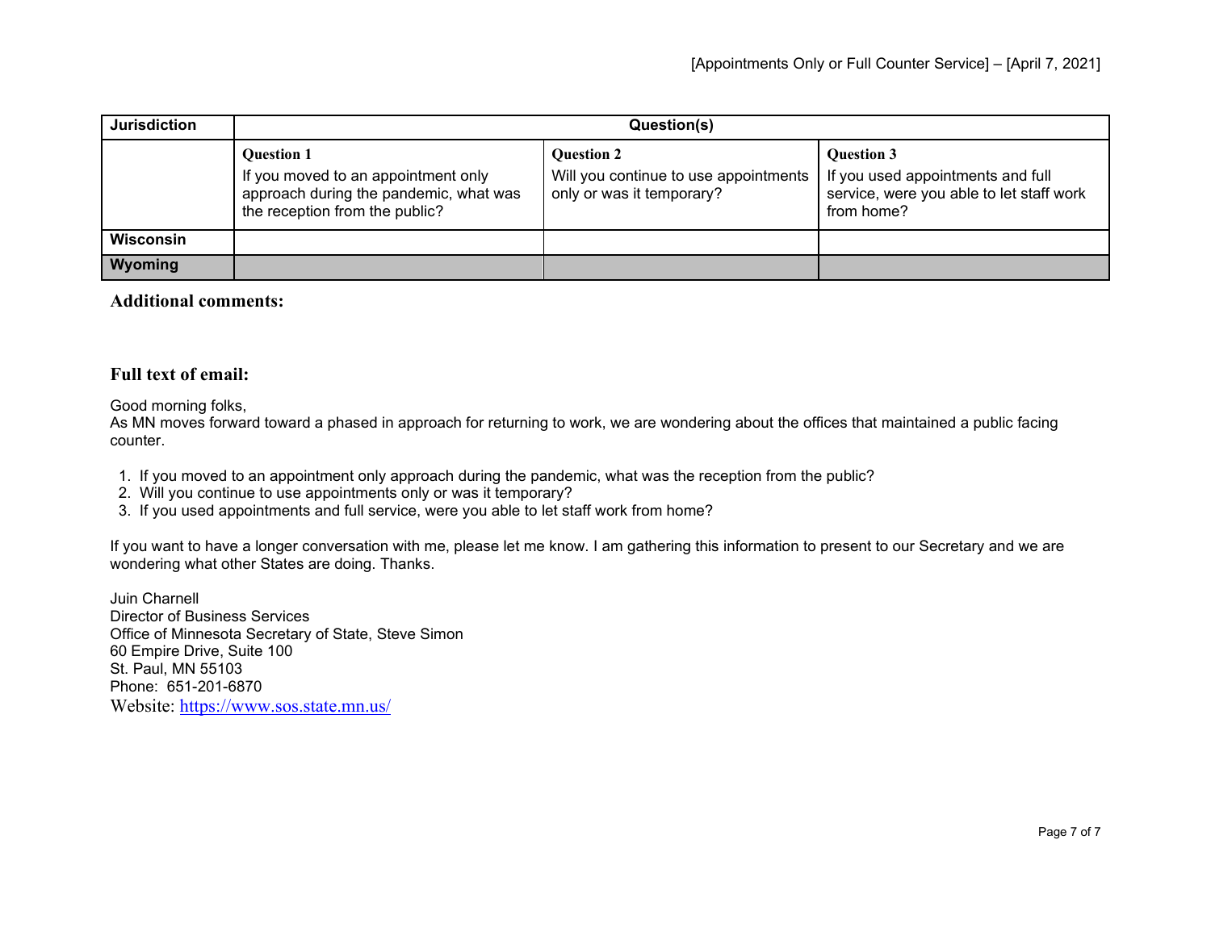| Jurisdiction | Question(s) | | |
|---|---|---|---|
| | **Question 1**<br>If you moved to an appointment only approach during the pandemic, what was the reception from the public? | **Question 2**<br>Will you continue to use appointments only or was it temporary? | **Question 3**<br>If you used appointments and full service, were you able to let staff work from home? |
| **Wisconsin** | | | |
| **Wyoming** | | | |

### Additional comments:

### Full text of email:

Good morning folks,
As MN moves forward toward a phased in approach for returning to work, we are wondering about the offices that maintained a public facing counter.

1. If you moved to an appointment only approach during the pandemic, what was the reception from the public?
2. Will you continue to use appointments only or was it temporary?
3. If you used appointments and full service, were you able to let staff work from home?

If you want to have a longer conversation with me, please let me know. I am gathering this information to present to our Secretary and we are wondering what other States are doing. Thanks.

Juin Charnell
Director of Business Services
Office of Minnesota Secretary of State, Steve Simon
60 Empire Drive, Suite 100
St. Paul, MN 55103
Phone: 651-201-6870
Website: https://www.sos.state.mn.us/